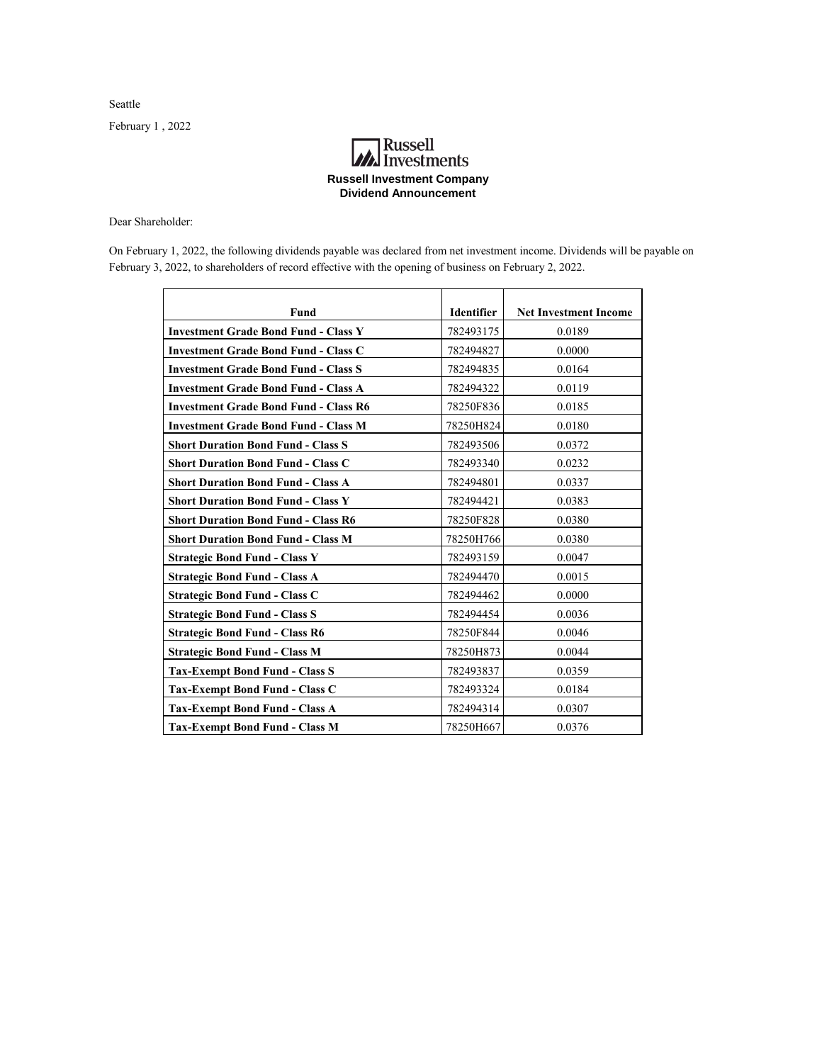Seattle

February 1 , 2022

Russell Investments

**Russell Investment Company**
**Dividend Announcement**

Dear Shareholder:

On February 1, 2022, the following dividends payable was declared from net investment income. Dividends will be payable on February 3, 2022, to shareholders of record effective with the opening of business on February 2, 2022.

| Fund | Identifier | Net Investment Income |
|---|---|---|
| **Investment Grade Bond Fund - Class Y** | 782493175 | 0.0189 |
| **Investment Grade Bond Fund - Class C** | 782494827 | 0.0000 |
| **Investment Grade Bond Fund - Class S** | 782494835 | 0.0164 |
| **Investment Grade Bond Fund - Class A** | 782494322 | 0.0119 |
| **Investment Grade Bond Fund - Class R6** | 78250F836 | 0.0185 |
| **Investment Grade Bond Fund - Class M** | 78250H824 | 0.0180 |
| **Short Duration Bond Fund - Class S** | 782493506 | 0.0372 |
| **Short Duration Bond Fund - Class C** | 782493340 | 0.0232 |
| **Short Duration Bond Fund - Class A** | 782494801 | 0.0337 |
| **Short Duration Bond Fund - Class Y** | 782494421 | 0.0383 |
| **Short Duration Bond Fund - Class R6** | 78250F828 | 0.0380 |
| **Short Duration Bond Fund - Class M** | 78250H766 | 0.0380 |
| **Strategic Bond Fund - Class Y** | 782493159 | 0.0047 |
| **Strategic Bond Fund - Class A** | 782494470 | 0.0015 |
| **Strategic Bond Fund - Class C** | 782494462 | 0.0000 |
| **Strategic Bond Fund - Class S** | 782494454 | 0.0036 |
| **Strategic Bond Fund - Class R6** | 78250F844 | 0.0046 |
| **Strategic Bond Fund - Class M** | 78250H873 | 0.0044 |
| **Tax-Exempt Bond Fund - Class S** | 782493837 | 0.0359 |
| **Tax-Exempt Bond Fund - Class C** | 782493324 | 0.0184 |
| **Tax-Exempt Bond Fund - Class A** | 782494314 | 0.0307 |
| **Tax-Exempt Bond Fund - Class M** | 78250H667 | 0.0376 |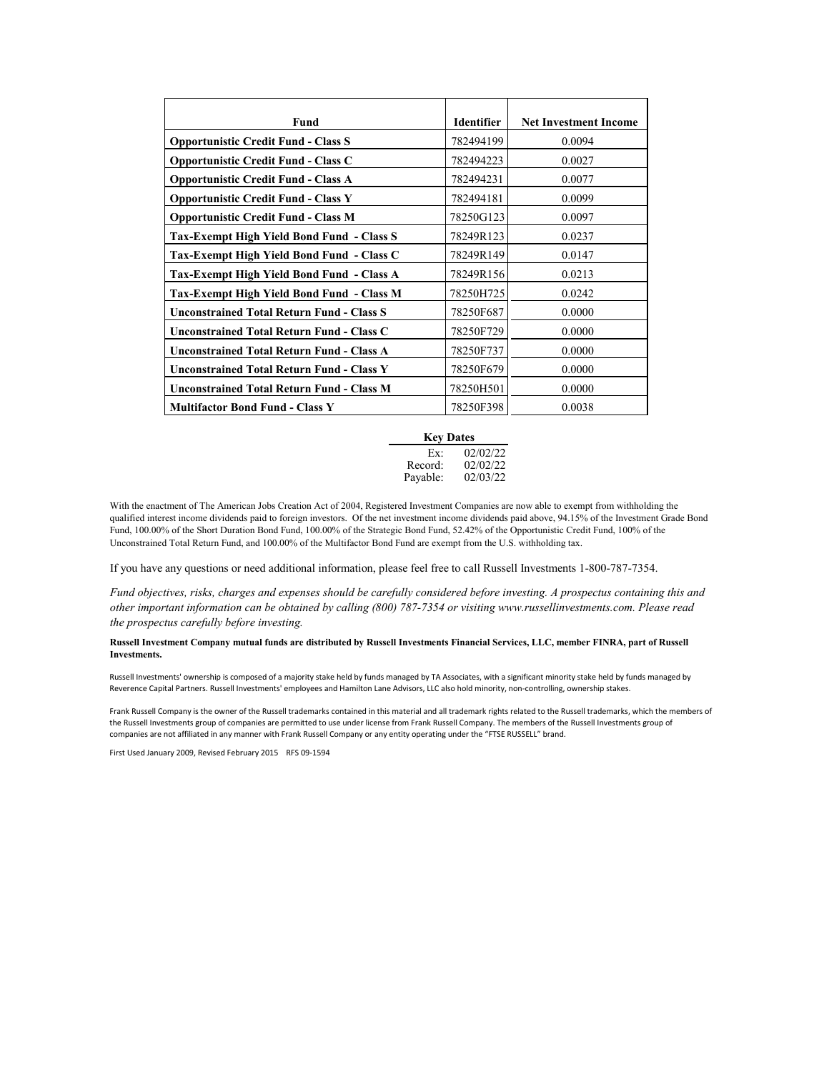| Fund | Identifier | Net Investment Income |
|---|---|---|
| **Opportunistic Credit Fund - Class S** | 782494199 | 0.0094 |
| **Opportunistic Credit Fund - Class C** | 782494223 | 0.0027 |
| **Opportunistic Credit Fund - Class A** | 782494231 | 0.0077 |
| **Opportunistic Credit Fund - Class Y** | 782494181 | 0.0099 |
| **Opportunistic Credit Fund - Class M** | 78250G123 | 0.0097 |
| **Tax-Exempt High Yield Bond Fund - Class S** | 78249R123 | 0.0237 |
| **Tax-Exempt High Yield Bond Fund - Class C** | 78249R149 | 0.0147 |
| **Tax-Exempt High Yield Bond Fund - Class A** | 78249R156 | 0.0213 |
| **Tax-Exempt High Yield Bond Fund - Class M** | 78250H725 | 0.0242 |
| **Unconstrained Total Return Fund - Class S** | 78250F687 | 0.0000 |
| **Unconstrained Total Return Fund - Class C** | 78250F729 | 0.0000 |
| **Unconstrained Total Return Fund - Class A** | 78250F737 | 0.0000 |
| **Unconstrained Total Return Fund - Class Y** | 78250F679 | 0.0000 |
| **Unconstrained Total Return Fund - Class M** | 78250H501 | 0.0000 |
| **Multifactor Bond Fund - Class Y** | 78250F398 | 0.0038 |

| **Key Dates** | |
|---|---|
| Ex: | 02/02/22 |
| Record: | 02/02/22 |
| Payable: | 02/03/22 |

With the enactment of The American Jobs Creation Act of 2004, Registered Investment Companies are now able to exempt from withholding the qualified interest income dividends paid to foreign investors. Of the net investment income dividends paid above, 94.15% of the Investment Grade Bond Fund, 100.00% of the Short Duration Bond Fund, 100.00% of the Strategic Bond Fund, 52.42% of the Opportunistic Credit Fund, 100% of the Unconstrained Total Return Fund, and 100.00% of the Multifactor Bond Fund are exempt from the U.S. withholding tax.

If you have any questions or need additional information, please feel free to call Russell Investments 1-800-787-7354.

*Fund objectives, risks, charges and expenses should be carefully considered before investing. A prospectus containing this and other important information can be obtained by calling (800) 787-7354 or visiting www.russellinvestments.com. Please read the prospectus carefully before investing.*

**Russell Investment Company mutual funds are distributed by Russell Investments Financial Services, LLC, member FINRA, part of Russell Investments.**

Russell Investments' ownership is composed of a majority stake held by funds managed by TA Associates, with a significant minority stake held by funds managed by Reverence Capital Partners. Russell Investments' employees and Hamilton Lane Advisors, LLC also hold minority, non-controlling, ownership stakes.

Frank Russell Company is the owner of the Russell trademarks contained in this material and all trademark rights related to the Russell trademarks, which the members of the Russell Investments group of companies are permitted to use under license from Frank Russell Company. The members of the Russell Investments group of companies are not affiliated in any manner with Frank Russell Company or any entity operating under the "FTSE RUSSELL" brand.

First Used January 2009, Revised February 2015 RFS 09-1594